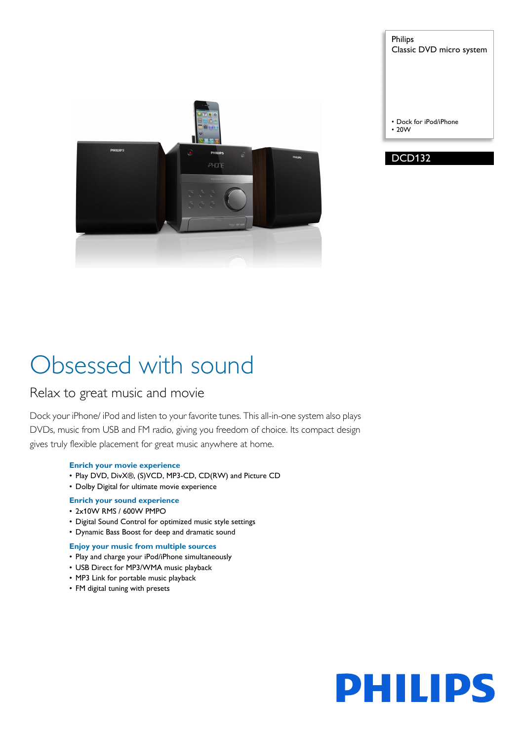Philips
Classic DVD micro system

- Dock for iPod/iPhone
- 20W

DCD132

# Obsessed with sound

## Relax to great music and movie

Dock your iPhone/ iPod and listen to your favorite tunes. This all-in-one system also plays DVDs, music from USB and FM radio, giving you freedom of choice. Its compact design gives truly flexible placement for great music anywhere at home.

### Enrich your movie experience

- Play DVD, DivX®, (S)VCD, MP3-CD, CD(RW) and Picture CD
- Dolby Digital for ultimate movie experience

### Enrich your sound experience

- 2x10W RMS / 600W PMPO
- Digital Sound Control for optimized music style settings
- Dynamic Bass Boost for deep and dramatic sound

### Enjoy your music from multiple sources

- Play and charge your iPod/iPhone simultaneously
- USB Direct for MP3/WMA music playback
- MP3 Link for portable music playback
- FM digital tuning with presets

PHILIPS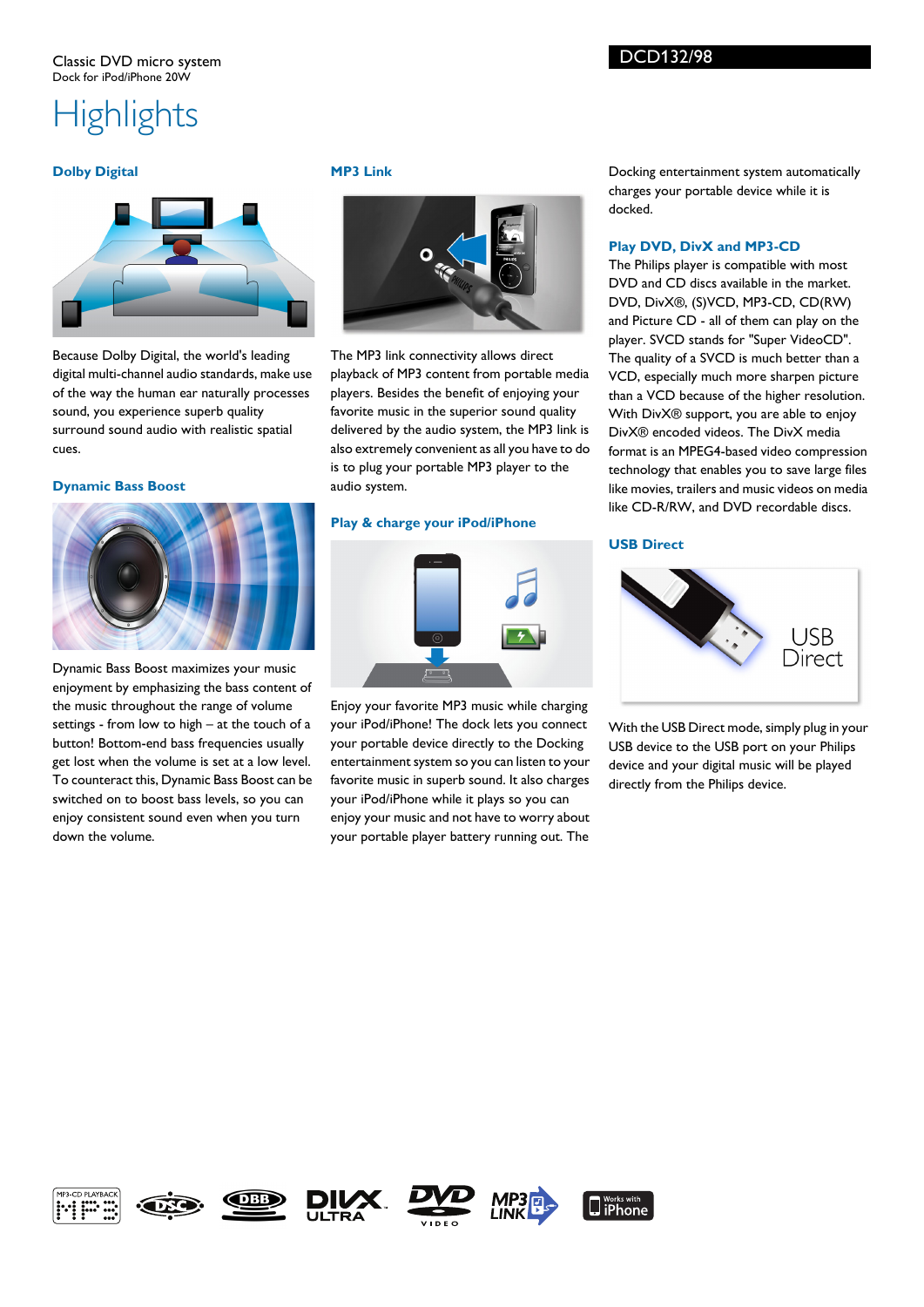Classic DVD micro system
Dock for iPod/iPhone 20W

DCD132/98

# Highlights

### Dolby Digital

Because Dolby Digital, the world's leading digital multi-channel audio standards, make use of the way the human ear naturally processes sound, you experience superb quality surround sound audio with realistic spatial cues.

### Dynamic Bass Boost

Dynamic Bass Boost maximizes your music enjoyment by emphasizing the bass content of the music throughout the range of volume settings - from low to high – at the touch of a button! Bottom-end bass frequencies usually get lost when the volume is set at a low level. To counteract this, Dynamic Bass Boost can be switched on to boost bass levels, so you can enjoy consistent sound even when you turn down the volume.

### MP3 Link

The MP3 link connectivity allows direct playback of MP3 content from portable media players. Besides the benefit of enjoying your favorite music in the superior sound quality delivered by the audio system, the MP3 link is also extremely convenient as all you have to do is to plug your portable MP3 player to the audio system.

### Play & charge your iPod/iPhone

Enjoy your favorite MP3 music while charging your iPod/iPhone! The dock lets you connect your portable device directly to the Docking entertainment system so you can listen to your favorite music in superb sound. It also charges your iPod/iPhone while it plays so you can enjoy your music and not have to worry about your portable player battery running out. The Docking entertainment system automatically charges your portable device while it is docked.

### Play DVD, DivX and MP3-CD

The Philips player is compatible with most DVD and CD discs available in the market. DVD, DivX®, (S)VCD, MP3-CD, CD(RW) and Picture CD - all of them can play on the player. SVCD stands for "Super VideoCD". The quality of a SVCD is much better than a VCD, especially much more sharpen picture than a VCD because of the higher resolution. With DivX® support, you are able to enjoy DivX® encoded videos. The DivX media format is an MPEG4-based video compression technology that enables you to save large files like movies, trailers and music videos on media like CD-R/RW, and DVD recordable discs.

### USB Direct

With the USB Direct mode, simply plug in your USB device to the USB port on your Philips device and your digital music will be played directly from the Philips device.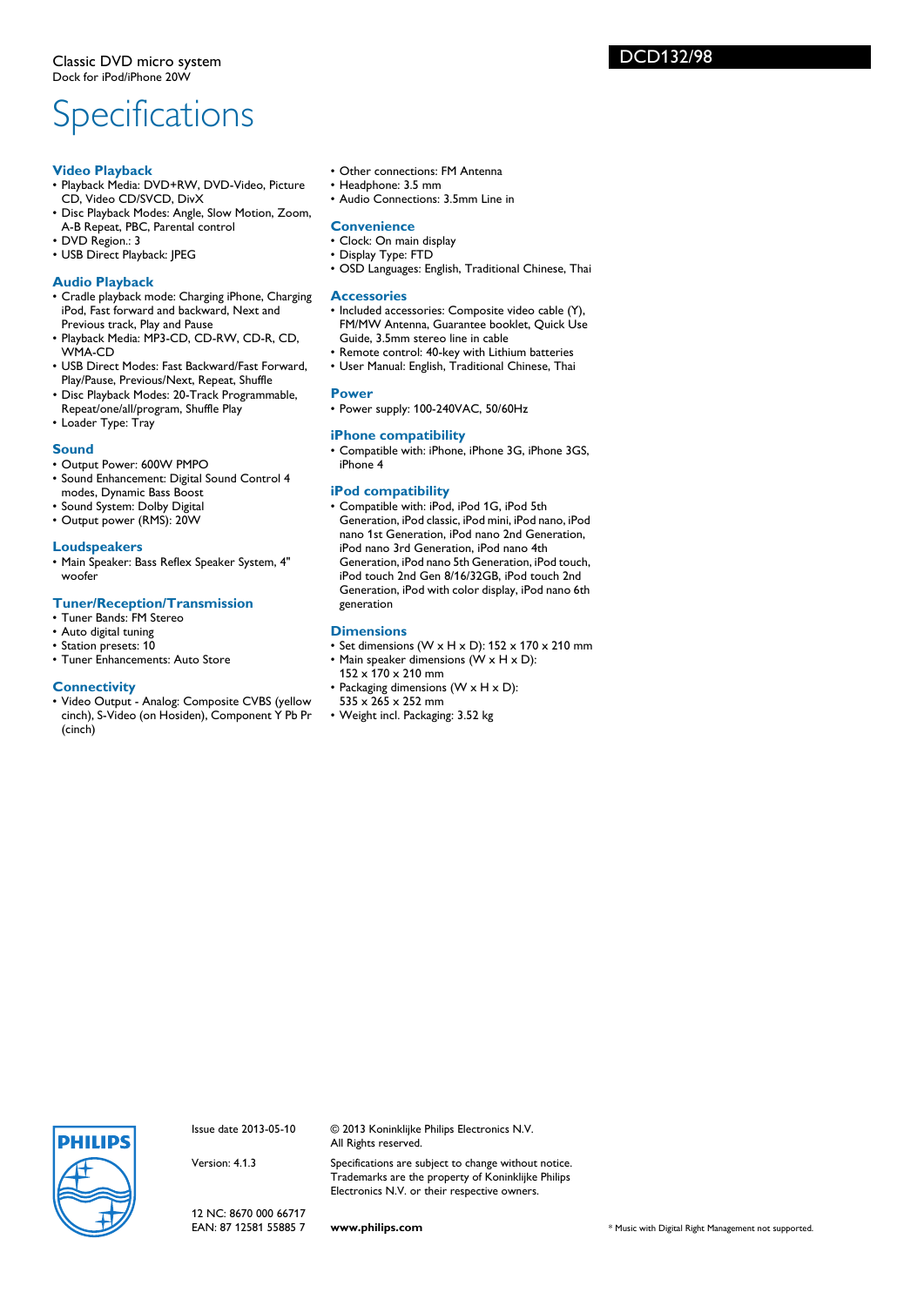Classic DVD micro system
Dock for iPod/iPhone 20W

DCD132/98

# Specifications

## Video Playback

- Playback Media: DVD+RW, DVD-Video, Picture CD, Video CD/SVCD, DivX
- Disc Playback Modes: Angle, Slow Motion, Zoom, A-B Repeat, PBC, Parental control
- DVD Region.: 3
- USB Direct Playback: JPEG

## Audio Playback

- Cradle playback mode: Charging iPhone, Charging iPod, Fast forward and backward, Next and Previous track, Play and Pause
- Playback Media: MP3-CD, CD-RW, CD-R, CD, WMA-CD
- USB Direct Modes: Fast Backward/Fast Forward, Play/Pause, Previous/Next, Repeat, Shuffle
- Disc Playback Modes: 20-Track Programmable, Repeat/one/all/program, Shuffle Play
- Loader Type: Tray

## Sound

- Output Power: 600W PMPO
- Sound Enhancement: Digital Sound Control 4 modes, Dynamic Bass Boost
- Sound System: Dolby Digital
- Output power (RMS): 20W

## Loudspeakers

- Main Speaker: Bass Reflex Speaker System, 4" woofer

## Tuner/Reception/Transmission

- Tuner Bands: FM Stereo
- Auto digital tuning
- Station presets: 10
- Tuner Enhancements: Auto Store

## Connectivity

- Video Output - Analog: Composite CVBS (yellow cinch), S-Video (on Hosiden), Component Y Pb Pr (cinch)
- Other connections: FM Antenna
- Headphone: 3.5 mm
- Audio Connections: 3.5mm Line in

## Convenience

- Clock: On main display
- Display Type: FTD
- OSD Languages: English, Traditional Chinese, Thai

## Accessories

- Included accessories: Composite video cable (Y), FM/MW Antenna, Guarantee booklet, Quick Use Guide, 3.5mm stereo line in cable
- Remote control: 40-key with Lithium batteries
- User Manual: English, Traditional Chinese, Thai

## Power

- Power supply: 100-240VAC, 50/60Hz

## iPhone compatibility

- Compatible with: iPhone, iPhone 3G, iPhone 3GS, iPhone 4

## iPod compatibility

- Compatible with: iPod, iPod 1G, iPod 5th Generation, iPod classic, iPod mini, iPod nano, iPod nano 1st Generation, iPod nano 2nd Generation, iPod nano 3rd Generation, iPod nano 4th Generation, iPod nano 5th Generation, iPod touch, iPod touch 2nd Gen 8/16/32GB, iPod touch 2nd Generation, iPod with color display, iPod nano 6th generation

## Dimensions

- Set dimensions (W x H x D): 152 x 170 x 210 mm
- Main speaker dimensions (W x H x D): 152 x 170 x 210 mm
- Packaging dimensions (W x H x D): 535 x 265 x 252 mm
- Weight incl. Packaging: 3.52 kg

Issue date 2013-05-10

Version: 4.1.3

12 NC: 8670 000 66717
EAN: 87 12581 55885 7

© 2013 Koninklijke Philips Electronics N.V.
All Rights reserved.

Specifications are subject to change without notice. Trademarks are the property of Koninklijke Philips Electronics N.V. or their respective owners.

**www.philips.com**

* Music with Digital Right Management not supported.